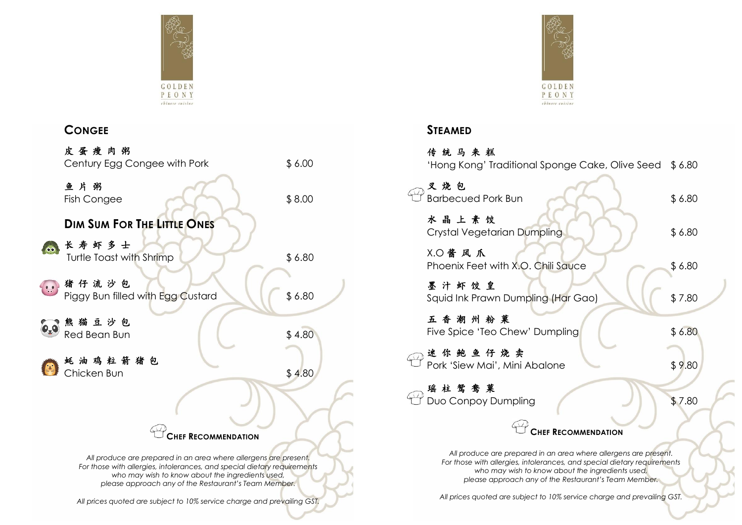GOLDEN PEONY
*chinese cuisine*

## Congee

| | |
|---|---|
| 皮蛋瘦肉粥<br>Century Egg Congee with Pork | $ 6.00 |
| 鱼片粥<br>Fish Congee | $ 8.00 |

## Dim Sum For The Little Ones

| | |
|---|---|
| 长寿虾多士<br>Turtle Toast with Shrimp | $ 6.80 |
| 猪仔流沙包<br>Piggy Bun filled with Egg Custard | $ 6.80 |
| 熊猫豆沙包<br>Red Bean Bun | $ 4.80 |
| 蚝油鸡粒箭猪包<br>Chicken Bun | $ 4.80 |

**Chef Recommendation**

*All produce are prepared in an area where allergens are present.*
*For those with allergies, intolerances, and special dietary requirements who may wish to know about the ingredients used, please approach any of the Restaurant's Team Member.*

*All prices quoted are subject to 10% service charge and prevailing GST.*

GOLDEN PEONY
*chinese cuisine*

## Steamed

| | |
|---|---|
| 传统马来糕<br>'Hong Kong' Traditional Sponge Cake, Olive Seed | $ 6.80 |
| 叉烧包<br>Barbecued Pork Bun (Chef Recommendation) | $ 6.80 |
| 水晶上素饺<br>Crystal Vegetarian Dumpling | $ 6.80 |
| X.O 酱凤爪<br>Phoenix Feet with X.O. Chili Sauce | $ 6.80 |
| 墨汁虾饺皇<br>Squid Ink Prawn Dumpling (Har Gao) | $ 7.80 |
| 五香潮州粉粿<br>Five Spice 'Teo Chew' Dumpling | $ 6.80 |
| 迷你鲍鱼仔烧卖<br>Pork 'Siew Mai', Mini Abalone (Chef Recommendation) | $ 9.80 |
| 瑶柱鸳鸯粿<br>Duo Conpoy Dumpling (Chef Recommendation) | $ 7.80 |

**Chef Recommendation**

*All produce are prepared in an area where allergens are present.*
*For those with allergies, intolerances, and special dietary requirements who may wish to know about the ingredients used, please approach any of the Restaurant's Team Member.*

*All prices quoted are subject to 10% service charge and prevailing GST.*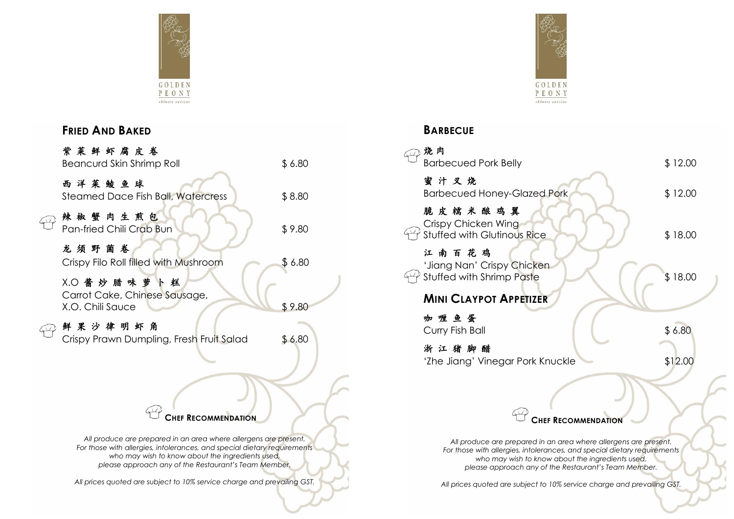GOLDEN PEONY
*chinese cuisine*

## Fried And Baked

| | | |
|---|---|---|
| | 紫菜鲜虾腐皮卷<br>Beancurd Skin Shrimp Roll | $ 6.80 |
| | 西洋菜鲮鱼球<br>Steamed Dace Fish Ball, Watercress | $ 8.80 |
| Chef Recommendation | 辣椒蟹肉生煎包<br>Pan-fried Chili Crab Bun | $ 9.80 |
| | 龙须野菌卷<br>Crispy Filo Roll filled with Mushroom | $ 6.80 |
| | X.O 酱炒腊味萝卜糕<br>Carrot Cake, Chinese Sausage, X.O. Chili Sauce | $ 9.80 |
| Chef Recommendation | 鲜果沙律明虾角<br>Crispy Prawn Dumpling, Fresh Fruit Salad | $ 6.80 |

**Chef Recommendation**

*All produce are prepared in an area where allergens are present.*
*For those with allergies, intolerances, and special dietary requirements who may wish to know about the ingredients used, please approach any of the Restaurant's Team Member.*

*All prices quoted are subject to 10% service charge and prevailing GST.*

GOLDEN PEONY
*chinese cuisine*

## Barbecue

| | | |
|---|---|---|
| Chef Recommendation | 烧肉<br>Barbecued Pork Belly | $ 12.00 |
| | 蜜汁叉烧<br>Barbecued Honey-Glazed Pork | $ 12.00 |
| Chef Recommendation | 脆皮糯米酿鸡翼<br>Crispy Chicken Wing Stuffed with Glutinous Rice | $ 18.00 |
| Chef Recommendation | 江南百花鸡<br>'Jiang Nan' Crispy Chicken Stuffed with Shrimp Paste | $ 18.00 |

## Mini Claypot Appetizer

| | | |
|---|---|---|
| | 咖喱鱼蛋<br>Curry Fish Ball | $ 6.80 |
| | 浙江猪脚醋<br>'Zhe Jiang' Vinegar Pork Knuckle | $12.00 |

**Chef Recommendation**

*All produce are prepared in an area where allergens are present.*
*For those with allergies, intolerances, and special dietary requirements who may wish to know about the ingredients used, please approach any of the Restaurant's Team Member.*

*All prices quoted are subject to 10% service charge and prevailing GST.*